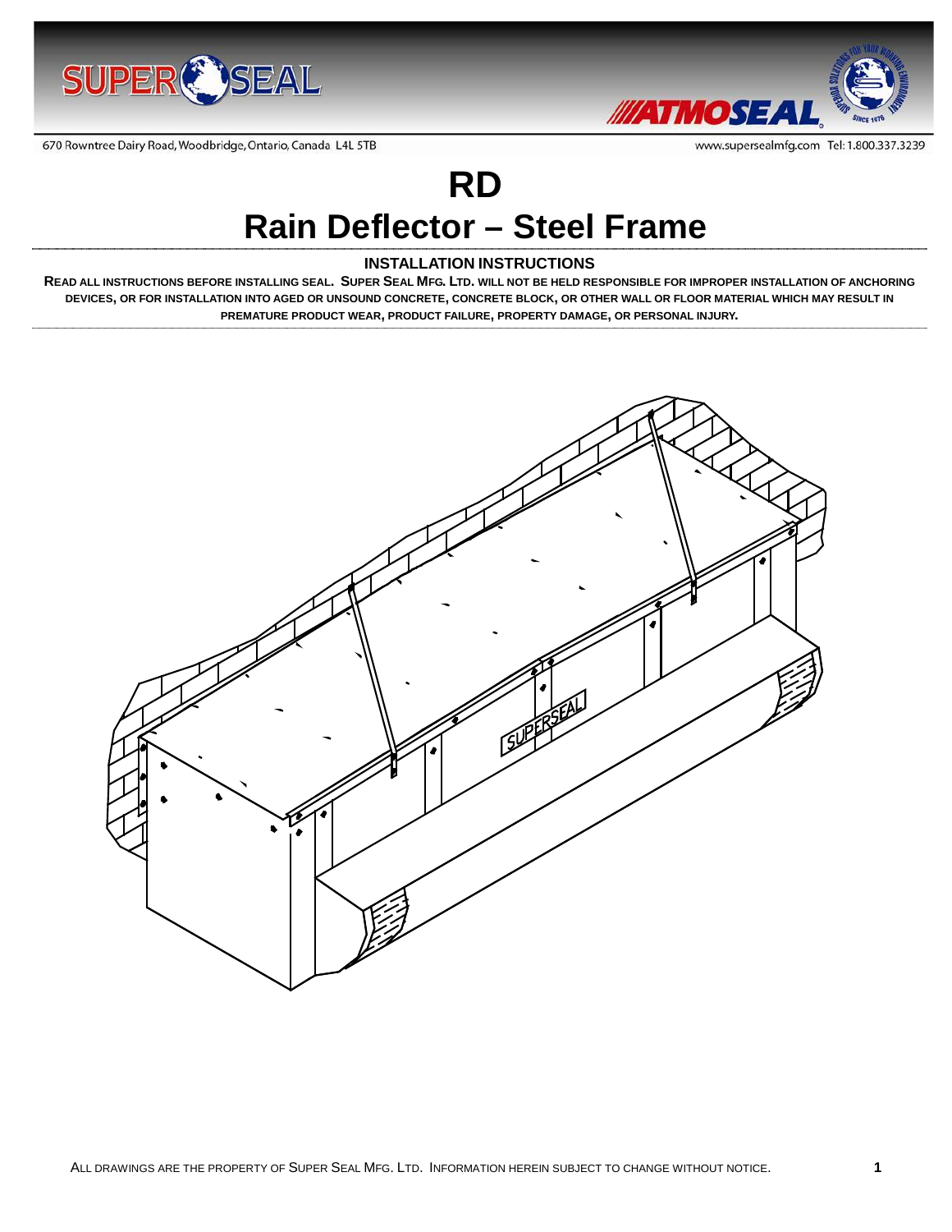670 Rowntree Dairy Road, Woodbridge, Ontario, Canada L4L 5TB

www.supersealmfg.com Tel: 1.800.337.3239

# RD

# Rain Deflector – Steel Frame

## INSTALLATION INSTRUCTIONS

**READ ALL INSTRUCTIONS BEFORE INSTALLING SEAL. SUPER SEAL MFG. LTD. WILL NOT BE HELD RESPONSIBLE FOR IMPROPER INSTALLATION OF ANCHORING DEVICES, OR FOR INSTALLATION INTO AGED OR UNSOUND CONCRETE, CONCRETE BLOCK, OR OTHER WALL OR FLOOR MATERIAL WHICH MAY RESULT IN PREMATURE PRODUCT WEAR, PRODUCT FAILURE, PROPERTY DAMAGE, OR PERSONAL INJURY.**

ALL DRAWINGS ARE THE PROPERTY OF SUPER SEAL MFG. LTD. INFORMATION HEREIN SUBJECT TO CHANGE WITHOUT NOTICE.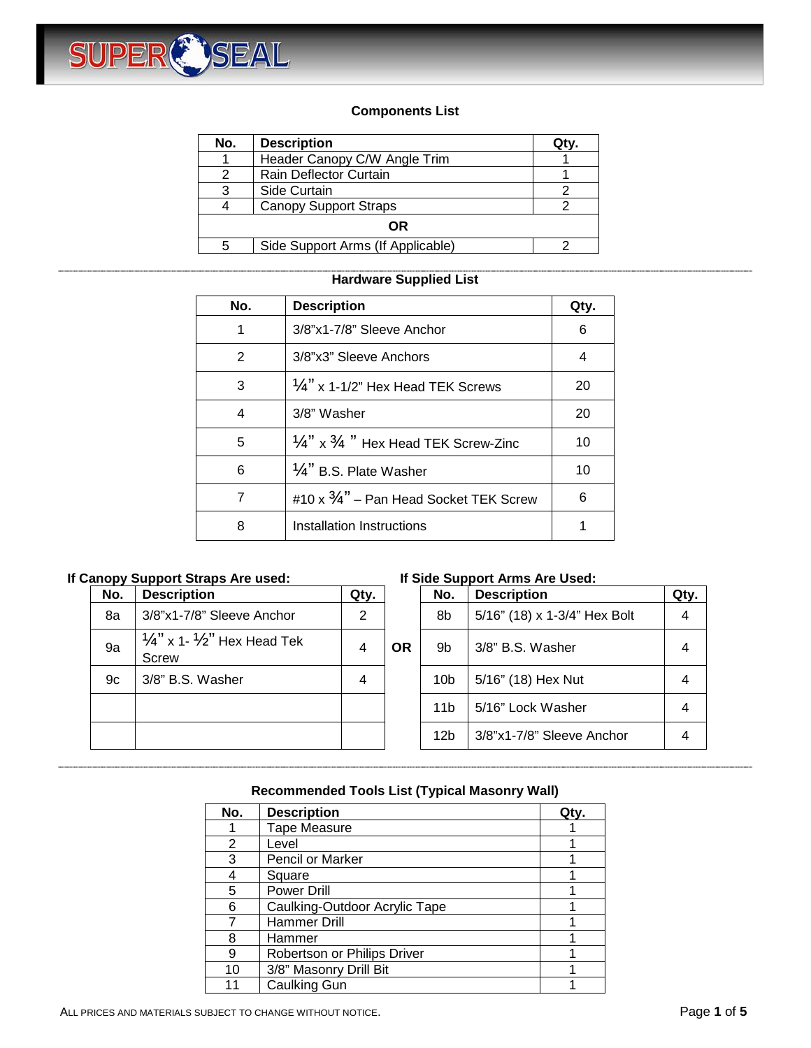### Components List

| No. | Description | Qty. |
|---|---|---|
| 1 | Header Canopy C/W Angle Trim | 1 |
| 2 | Rain Deflector Curtain | 1 |
| 3 | Side Curtain | 2 |
| 4 | Canopy Support Straps | 2 |
| | **OR** | |
| 5 | Side Support Arms (If Applicable) | 2 |

### Hardware Supplied List

| No. | Description | Qty. |
|---|---|---|
| 1 | 3/8"x1-7/8" Sleeve Anchor | 6 |
| 2 | 3/8"x3" Sleeve Anchors | 4 |
| 3 | ¼" x 1-1/2" Hex Head TEK Screws | 20 |
| 4 | 3/8" Washer | 20 |
| 5 | ¼" x ¾ " Hex Head TEK Screw-Zinc | 10 |
| 6 | ¼" B.S. Plate Washer | 10 |
| 7 | #10 x ¾" – Pan Head Socket TEK Screw | 6 |
| 8 | Installation Instructions | 1 |

**If Canopy Support Straps Are used:**

| No. | Description | Qty. |
|---|---|---|
| 8a | 3/8"x1-7/8" Sleeve Anchor | 2 |
| 9a | ¼" x 1- ½" Hex Head Tek Screw | 4 |
| 9c | 3/8" B.S. Washer | 4 |

**OR**

**If Side Support Arms Are Used:**

| No. | Description | Qty. |
|---|---|---|
| 8b | 5/16" (18) x 1-3/4" Hex Bolt | 4 |
| 9b | 3/8" B.S. Washer | 4 |
| 10b | 5/16" (18) Hex Nut | 4 |
| 11b | 5/16" Lock Washer | 4 |
| 12b | 3/8"x1-7/8" Sleeve Anchor | 4 |

### Recommended Tools List (Typical Masonry Wall)

| No. | Description | Qty. |
|---|---|---|
| 1 | Tape Measure | 1 |
| 2 | Level | 1 |
| 3 | Pencil or Marker | 1 |
| 4 | Square | 1 |
| 5 | Power Drill | 1 |
| 6 | Caulking-Outdoor Acrylic Tape | 1 |
| 7 | Hammer Drill | 1 |
| 8 | Hammer | 1 |
| 9 | Robertson or Philips Driver | 1 |
| 10 | 3/8" Masonry Drill Bit | 1 |
| 11 | Caulking Gun | 1 |

ALL PRICES AND MATERIALS SUBJECT TO CHANGE WITHOUT NOTICE.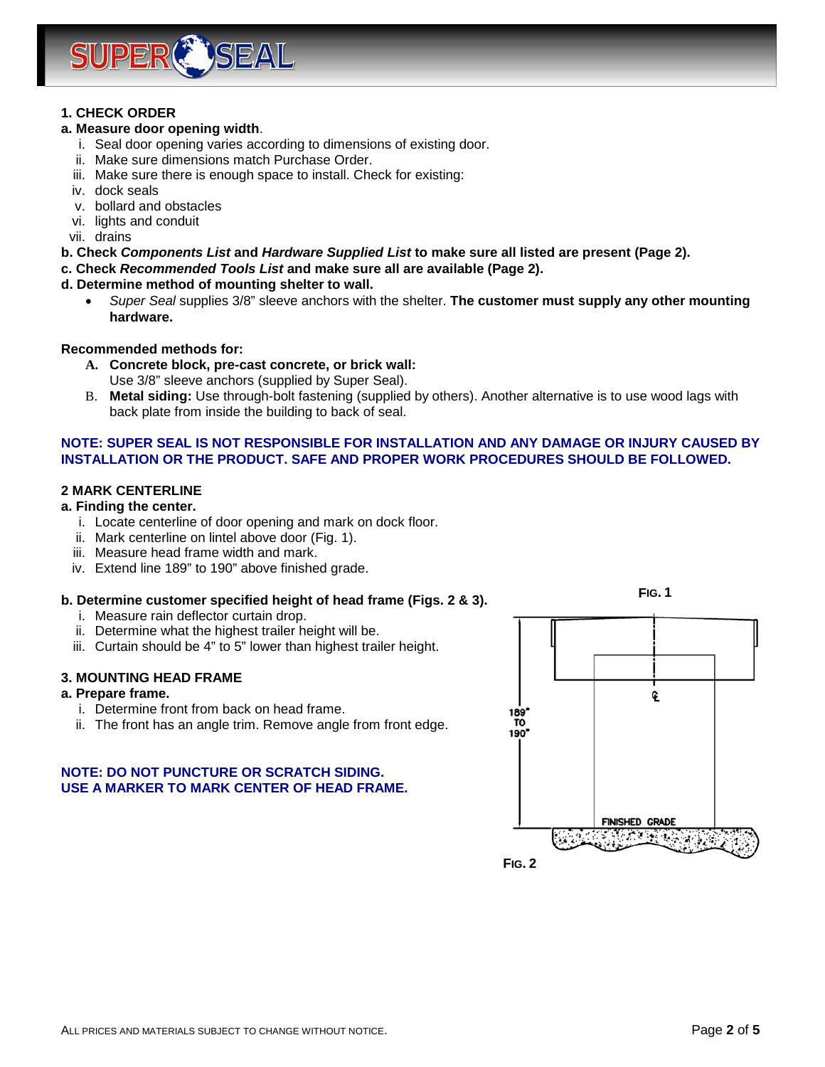### 1. CHECK ORDER

**a. Measure door opening width**.

i. Seal door opening varies according to dimensions of existing door.
ii. Make sure dimensions match Purchase Order.
iii. Make sure there is enough space to install. Check for existing:
iv. dock seals
v. bollard and obstacles
vi. lights and conduit
vii. drains

**b. Check *Components List* and *Hardware Supplied List* to make sure all listed are present (Page 2).**

**c. Check *Recommended Tools List* and make sure all are available (Page 2).**

**d. Determine method of mounting shelter to wall.**

- *Super Seal* supplies 3/8" sleeve anchors with the shelter. **The customer must supply any other mounting hardware.**

**Recommended methods for:**

A. **Concrete block, pre-cast concrete, or brick wall:**
Use 3/8" sleeve anchors (supplied by Super Seal).

B. **Metal siding:** Use through-bolt fastening (supplied by others). Another alternative is to use wood lags with back plate from inside the building to back of seal.

**NOTE: SUPER SEAL IS NOT RESPONSIBLE FOR INSTALLATION AND ANY DAMAGE OR INJURY CAUSED BY INSTALLATION OR THE PRODUCT. SAFE AND PROPER WORK PROCEDURES SHOULD BE FOLLOWED.**

### 2 MARK CENTERLINE

**a. Finding the center.**

i. Locate centerline of door opening and mark on dock floor.
ii. Mark centerline on lintel above door (Fig. 1).
iii. Measure head frame width and mark.
iv. Extend line 189" to 190" above finished grade.

**b. Determine customer specified height of head frame (Figs. 2 & 3).**

i. Measure rain deflector curtain drop.
ii. Determine what the highest trailer height will be.
iii. Curtain should be 4" to 5" lower than highest trailer height.

### 3. MOUNTING HEAD FRAME

**a. Prepare frame.**

i. Determine front from back on head frame.
ii. The front has an angle trim. Remove angle from front edge.

**NOTE: DO NOT PUNCTURE OR SCRATCH SIDING.**
**USE A MARKER TO MARK CENTER OF HEAD FRAME.**

FIG. 1

189" TO 190"

FINISHED GRADE

FIG. 2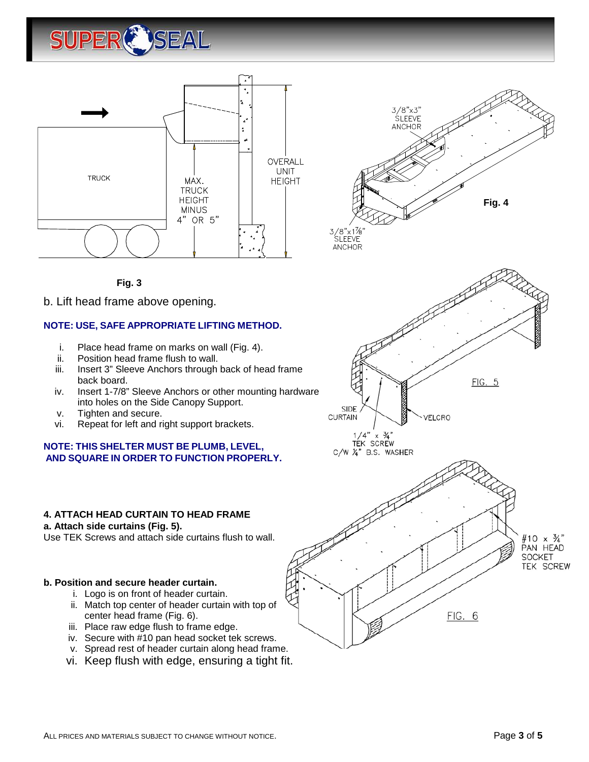Fig. 3

b. Lift head frame above opening.

**NOTE: USE, SAFE APPROPRIATE LIFTING METHOD.**

i. Place head frame on marks on wall (Fig. 4).
ii. Position head frame flush to wall.
iii. Insert 3” Sleeve Anchors through back of head frame back board.
iv. Insert 1-7/8” Sleeve Anchors or other mounting hardware into holes on the Side Canopy Support.
v. Tighten and secure.
vi. Repeat for left and right support brackets.

**NOTE: THIS SHELTER MUST BE PLUMB, LEVEL, AND SQUARE IN ORDER TO FUNCTION PROPERLY.**

**4. ATTACH HEAD CURTAIN TO HEAD FRAME**

**a. Attach side curtains (Fig. 5).**

Use TEK Screws and attach side curtains flush to wall.

**b. Position and secure header curtain.**

i. Logo is on front of header curtain.
ii. Match top center of header curtain with top of center head frame (Fig. 6).
iii. Place raw edge flush to frame edge.
iv. Secure with #10 pan head socket tek screws.
v. Spread rest of header curtain along head frame.
vi. Keep flush with edge, ensuring a tight fit.

ALL PRICES AND MATERIALS SUBJECT TO CHANGE WITHOUT NOTICE.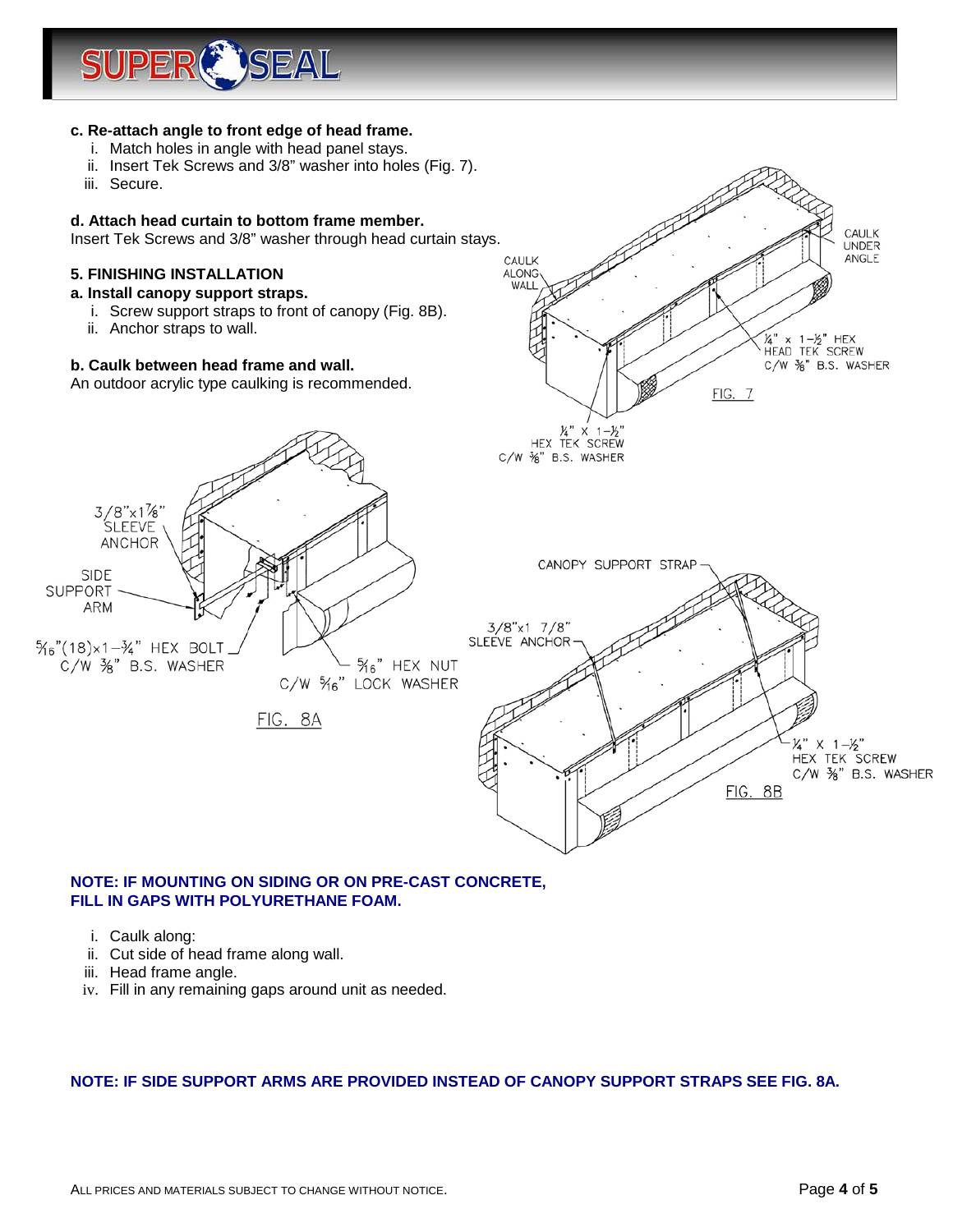**c. Re-attach angle to front edge of head frame.**

i. Match holes in angle with head panel stays.
ii. Insert Tek Screws and 3/8" washer into holes (Fig. 7).
iii. Secure.

**d. Attach head curtain to bottom frame member.**

Insert Tek Screws and 3/8" washer through head curtain stays.

**5. FINISHING INSTALLATION**

**a. Install canopy support straps.**

i. Screw support straps to front of canopy (Fig. 8B).
ii. Anchor straps to wall.

**b. Caulk between head frame and wall.**

An outdoor acrylic type caulking is recommended.

CAULK ALONG WALL

CAULK UNDER ANGLE

¼" x 1-½" HEX HEAD TEK SCREW C/W ⅜" B.S. WASHER

¼" X 1-½" HEX TEK SCREW C/W ⅜" B.S. WASHER

FIG. 7

3/8"x1⅞" SLEEVE ANCHOR

SIDE SUPPORT ARM

5/16"(18)x1-¾" HEX BOLT C/W ⅜" B.S. WASHER

5/16" HEX NUT C/W 5/16" LOCK WASHER

FIG. 8A

CANOPY SUPPORT STRAP

3/8"x1 7/8" SLEEVE ANCHOR

¼" X 1-½" HEX TEK SCREW C/W ⅜" B.S. WASHER

FIG. 8B

**NOTE: IF MOUNTING ON SIDING OR ON PRE-CAST CONCRETE, FILL IN GAPS WITH POLYURETHANE FOAM.**

i. Caulk along:
ii. Cut side of head frame along wall.
iii. Head frame angle.
iv. Fill in any remaining gaps around unit as needed.

**NOTE: IF SIDE SUPPORT ARMS ARE PROVIDED INSTEAD OF CANOPY SUPPORT STRAPS SEE FIG. 8A.**